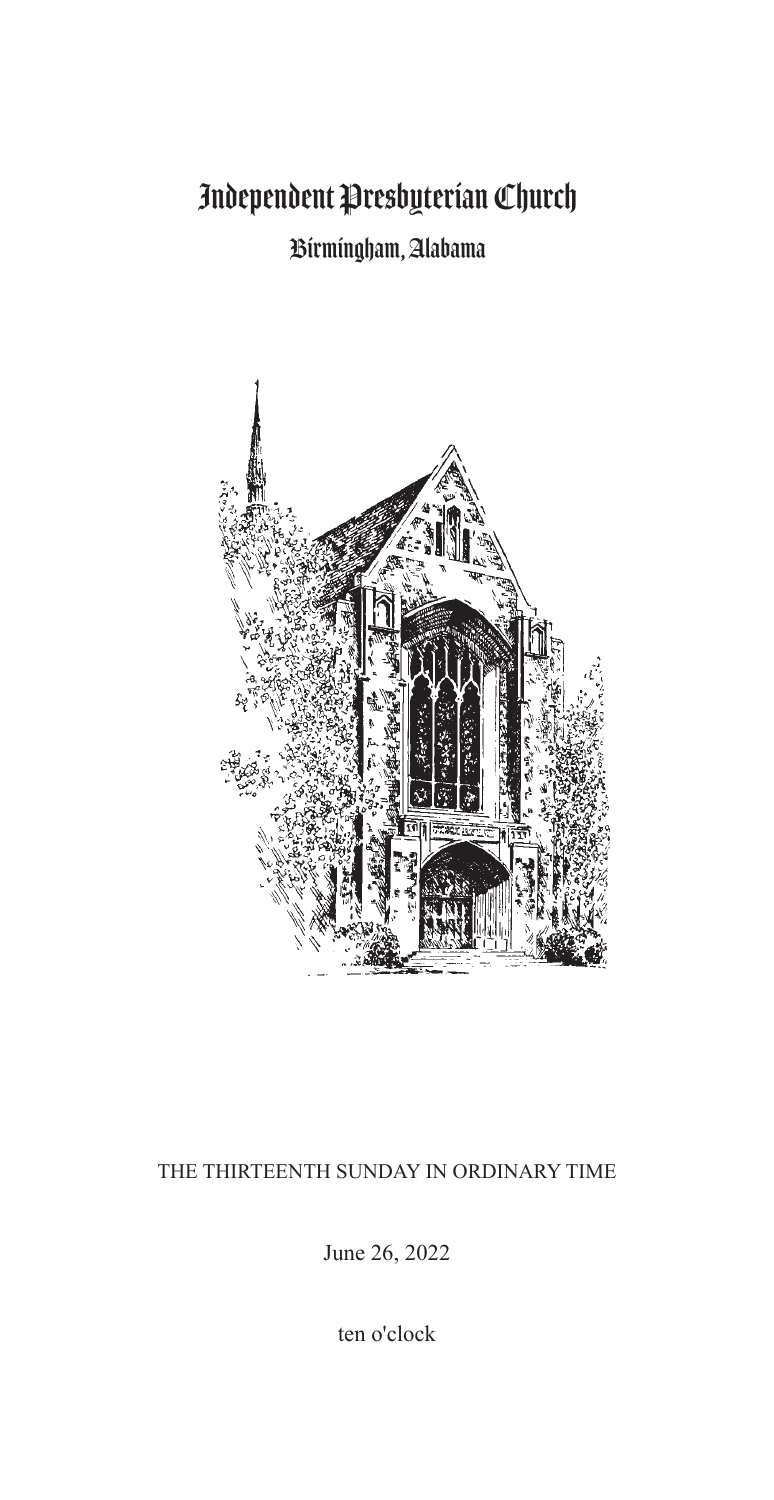# Independent Presbyterian Church

## Birmingham, Alabama

THE THIRTEENTH SUNDAY IN ORDINARY TIME

June 26, 2022

ten o'clock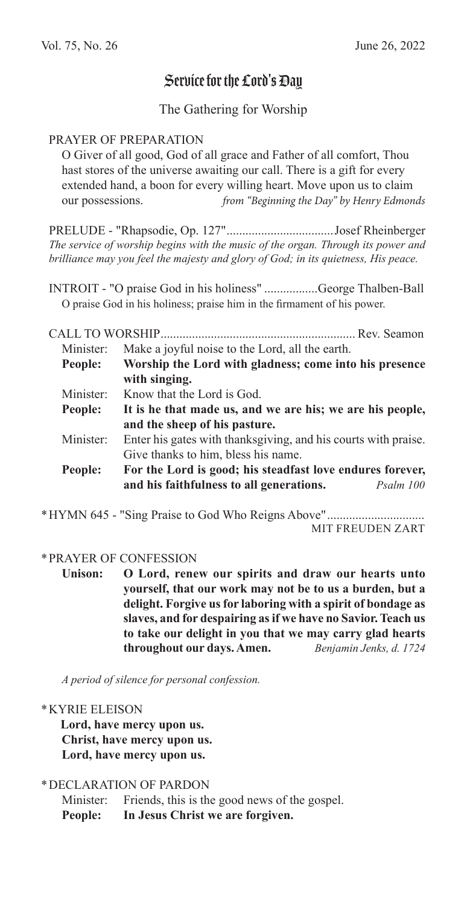# Service for the Lord's Day

## The Gathering for Worship

PRAYER OF PREPARATION

O Giver of all good, God of all grace and Father of all comfort, Thou hast stores of the universe awaiting our call. There is a gift for every extended hand, a boon for every willing heart. Move upon us to claim our possessions. *from "Beginning the Day" by Henry Edmonds*

PRELUDE - "Rhapsodie, Op. 127".................................Josef Rheinberger

*The service of worship begins with the music of the organ. Through its power and brilliance may you feel the majesty and glory of God; in its quietness, His peace.*

INTROIT - "O praise God in his holiness" .................George Thalben-Ball

O praise God in his holiness; praise him in the firmament of his power.

CALL TO WORSHIP............................................................ Rev. Seamon

Minister: Make a joyful noise to the Lord, all the earth.

**People: Worship the Lord with gladness; come into his presence with singing.**

Minister: Know that the Lord is God.

**People: It is he that made us, and we are his; we are his people, and the sheep of his pasture.**

Minister: Enter his gates with thanksgiving, and his courts with praise. Give thanks to him, bless his name.

**People: For the Lord is good; his steadfast love endures forever, and his faithfulness to all generations.** *Psalm 100*

*HYMN 645 - "Sing Praise to God Who Reigns Above"..............................
MIT FREUDEN ZART

*PRAYER OF CONFESSION

**Unison: O Lord, renew our spirits and draw our hearts unto yourself, that our work may not be to us a burden, but a delight. Forgive us for laboring with a spirit of bondage as slaves, and for despairing as if we have no Savior. Teach us to take our delight in you that we may carry glad hearts throughout our days. Amen.** *Benjamin Jenks, d. 1724*

*A period of silence for personal confession.*

*KYRIE ELEISON

**Lord, have mercy upon us.**
**Christ, have mercy upon us.**
**Lord, have mercy upon us.**

*DECLARATION OF PARDON

Minister: Friends, this is the good news of the gospel.

**People: In Jesus Christ we are forgiven.**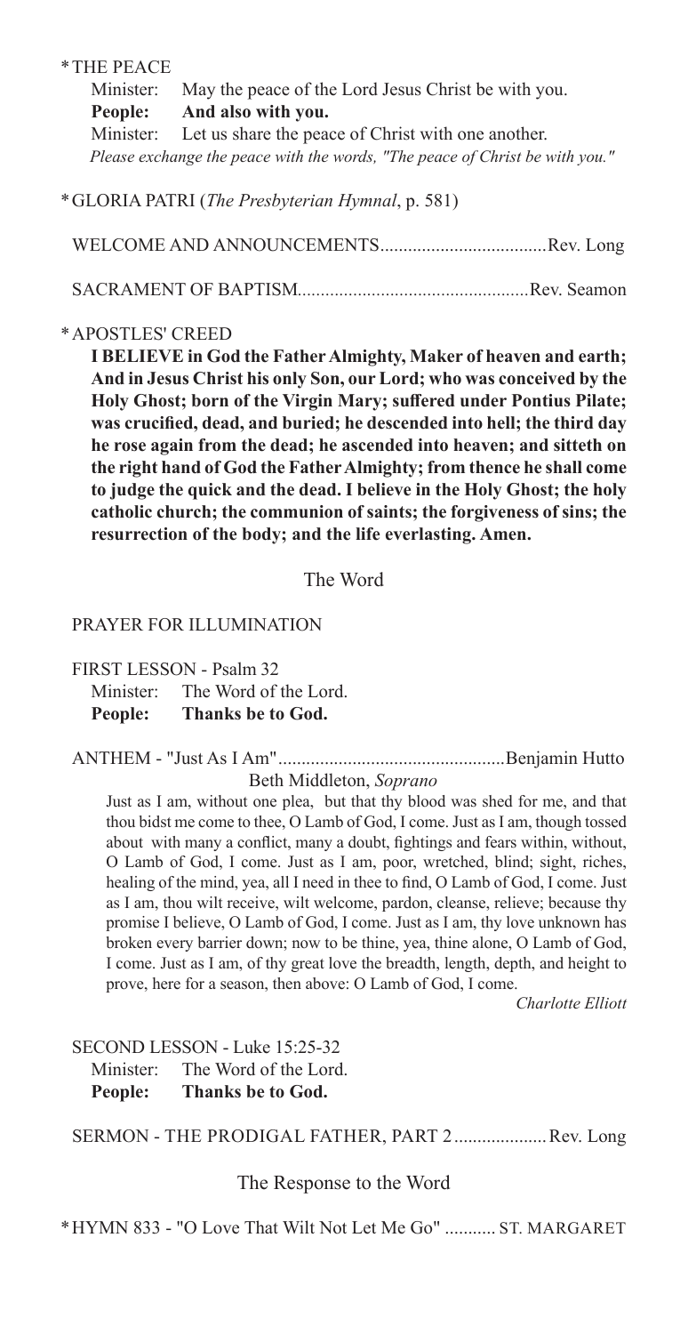\*THE PEACE

Minister: May the peace of the Lord Jesus Christ be with you.
**People: And also with you.**
Minister: Let us share the peace of Christ with one another.
*Please exchange the peace with the words, "The peace of Christ be with you."*

\*GLORIA PATRI (*The Presbyterian Hymnal*, p. 581)

WELCOME AND ANNOUNCEMENTS....................................Rev. Long

SACRAMENT OF BAPTISM..................................................Rev. Seamon

\*APOSTLES' CREED

**I BELIEVE in God the Father Almighty, Maker of heaven and earth; And in Jesus Christ his only Son, our Lord; who was conceived by the Holy Ghost; born of the Virgin Mary; suffered under Pontius Pilate; was crucified, dead, and buried; he descended into hell; the third day he rose again from the dead; he ascended into heaven; and sitteth on the right hand of God the Father Almighty; from thence he shall come to judge the quick and the dead. I believe in the Holy Ghost; the holy catholic church; the communion of saints; the forgiveness of sins; the resurrection of the body; and the life everlasting. Amen.**

## The Word

PRAYER FOR ILLUMINATION

FIRST LESSON - Psalm 32
Minister: The Word of the Lord.
**People: Thanks be to God.**

ANTHEM - "Just As I Am".................................................Benjamin Hutto
Beth Middleton, *Soprano*

Just as I am, without one plea, but that thy blood was shed for me, and that thou bidst me come to thee, O Lamb of God, I come. Just as I am, though tossed about with many a conflict, many a doubt, fightings and fears within, without, O Lamb of God, I come. Just as I am, poor, wretched, blind; sight, riches, healing of the mind, yea, all I need in thee to find, O Lamb of God, I come. Just as I am, thou wilt receive, wilt welcome, pardon, cleanse, relieve; because thy promise I believe, O Lamb of God, I come. Just as I am, thy love unknown has broken every barrier down; now to be thine, yea, thine alone, O Lamb of God, I come. Just as I am, of thy great love the breadth, length, depth, and height to prove, here for a season, then above: O Lamb of God, I come.

*Charlotte Elliott*

SECOND LESSON - Luke 15:25-32
Minister: The Word of the Lord.
**People: Thanks be to God.**

SERMON - THE PRODIGAL FATHER, PART 2....................Rev. Long

## The Response to the Word

\*HYMN 833 - "O Love That Wilt Not Let Me Go" ........... ST. MARGARET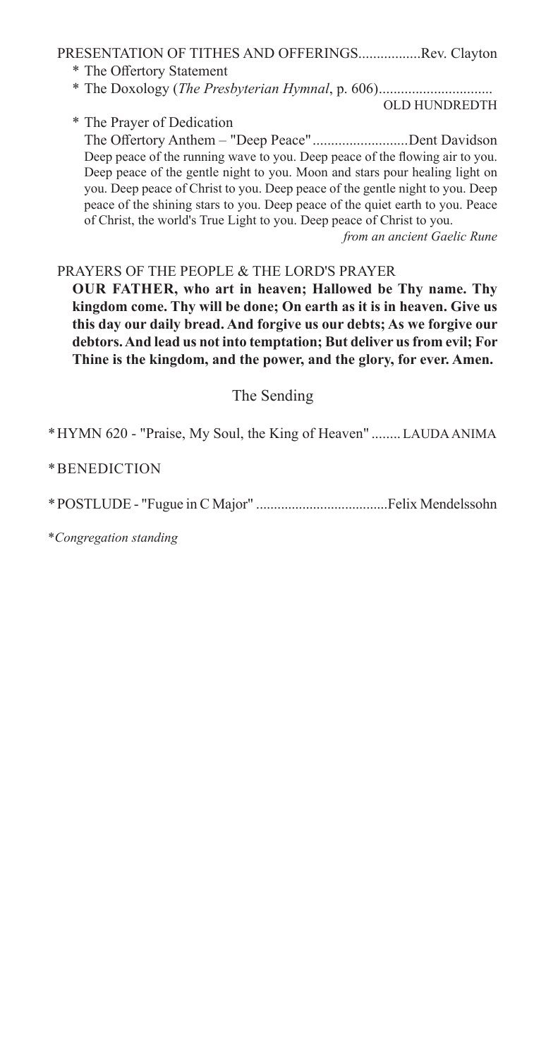PRESENTATION OF TITHES AND OFFERINGS.................Rev. Clayton

- \* The Offertory Statement
- \* The Doxology (*The Presbyterian Hymnal*, p. 606)............................... OLD HUNDREDTH
- \* The Prayer of Dedication

The Offertory Anthem – "Deep Peace"..........................Dent Davidson

Deep peace of the running wave to you. Deep peace of the flowing air to you. Deep peace of the gentle night to you. Moon and stars pour healing light on you. Deep peace of Christ to you. Deep peace of the gentle night to you. Deep peace of the shining stars to you. Deep peace of the quiet earth to you. Peace of Christ, the world's True Light to you. Deep peace of Christ to you.

*from an ancient Gaelic Rune*

PRAYERS OF THE PEOPLE & THE LORD'S PRAYER

**OUR FATHER, who art in heaven; Hallowed be Thy name. Thy kingdom come. Thy will be done; On earth as it is in heaven. Give us this day our daily bread. And forgive us our debts; As we forgive our debtors. And lead us not into temptation; But deliver us from evil; For Thine is the kingdom, and the power, and the glory, for ever. Amen.**

## The Sending

\*HYMN 620 - "Praise, My Soul, the King of Heaven" ........ LAUDA ANIMA

\*BENEDICTION

\*POSTLUDE - "Fugue in C Major" ....................................Felix Mendelssohn

\**Congregation standing*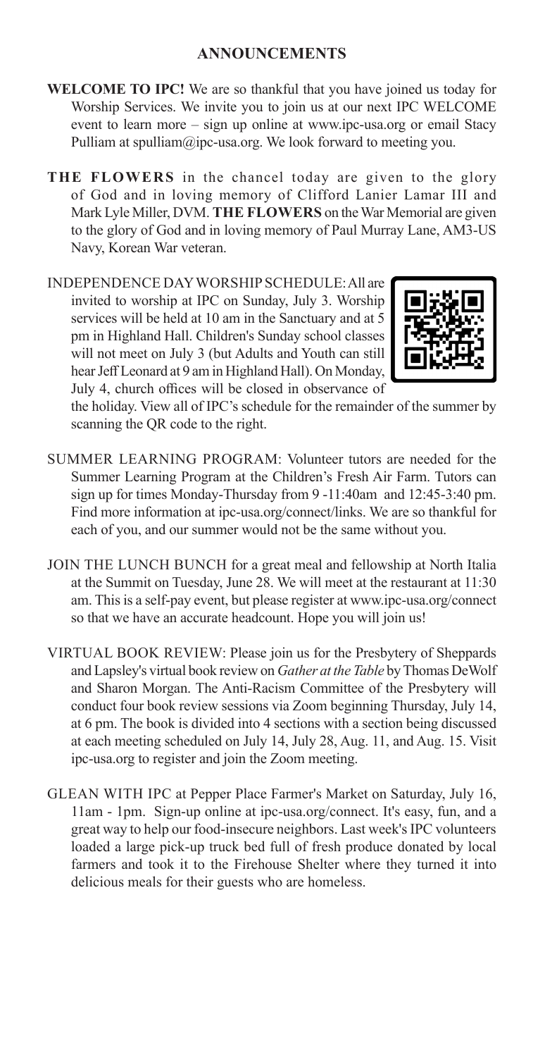## ANNOUNCEMENTS

**WELCOME TO IPC!** We are so thankful that you have joined us today for Worship Services. We invite you to join us at our next IPC WELCOME event to learn more – sign up online at www.ipc-usa.org or email Stacy Pulliam at spulliam@ipc-usa.org. We look forward to meeting you.

**THE FLOWERS** in the chancel today are given to the glory of God and in loving memory of Clifford Lanier Lamar III and Mark Lyle Miller, DVM. **THE FLOWERS** on the War Memorial are given to the glory of God and in loving memory of Paul Murray Lane, AM3-US Navy, Korean War veteran.

INDEPENDENCE DAY WORSHIP SCHEDULE: All are invited to worship at IPC on Sunday, July 3. Worship services will be held at 10 am in the Sanctuary and at 5 pm in Highland Hall. Children's Sunday school classes will not meet on July 3 (but Adults and Youth can still hear Jeff Leonard at 9 am in Highland Hall). On Monday, July 4, church offices will be closed in observance of the holiday. View all of IPC's schedule for the remainder of the summer by scanning the QR code to the right.

SUMMER LEARNING PROGRAM: Volunteer tutors are needed for the Summer Learning Program at the Children's Fresh Air Farm. Tutors can sign up for times Monday-Thursday from 9 -11:40am and 12:45-3:40 pm. Find more information at ipc-usa.org/connect/links. We are so thankful for each of you, and our summer would not be the same without you.

JOIN THE LUNCH BUNCH for a great meal and fellowship at North Italia at the Summit on Tuesday, June 28. We will meet at the restaurant at 11:30 am. This is a self-pay event, but please register at www.ipc-usa.org/connect so that we have an accurate headcount. Hope you will join us!

VIRTUAL BOOK REVIEW: Please join us for the Presbytery of Sheppards and Lapsley's virtual book review on *Gather at the Table* by Thomas DeWolf and Sharon Morgan. The Anti-Racism Committee of the Presbytery will conduct four book review sessions via Zoom beginning Thursday, July 14, at 6 pm. The book is divided into 4 sections with a section being discussed at each meeting scheduled on July 14, July 28, Aug. 11, and Aug. 15. Visit ipc-usa.org to register and join the Zoom meeting.

GLEAN WITH IPC at Pepper Place Farmer's Market on Saturday, July 16, 11am - 1pm. Sign-up online at ipc-usa.org/connect. It's easy, fun, and a great way to help our food-insecure neighbors. Last week's IPC volunteers loaded a large pick-up truck bed full of fresh produce donated by local farmers and took it to the Firehouse Shelter where they turned it into delicious meals for their guests who are homeless.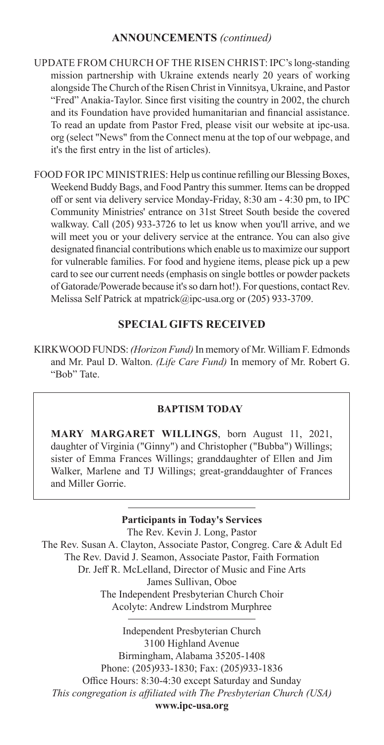## ANNOUNCEMENTS *(continued)*

UPDATE FROM CHURCH OF THE RISEN CHRIST: IPC's long-standing mission partnership with Ukraine extends nearly 20 years of working alongside The Church of the Risen Christ in Vinnitsya, Ukraine, and Pastor "Fred" Anakia-Taylor. Since first visiting the country in 2002, the church and its Foundation have provided humanitarian and financial assistance. To read an update from Pastor Fred, please visit our website at ipc-usa.org (select "News" from the Connect menu at the top of our webpage, and it's the first entry in the list of articles).

FOOD FOR IPC MINISTRIES: Help us continue refilling our Blessing Boxes, Weekend Buddy Bags, and Food Pantry this summer. Items can be dropped off or sent via delivery service Monday-Friday, 8:30 am - 4:30 pm, to IPC Community Ministries' entrance on 31st Street South beside the covered walkway. Call (205) 933-3726 to let us know when you'll arrive, and we will meet you or your delivery service at the entrance. You can also give designated financial contributions which enable us to maximize our support for vulnerable families. For food and hygiene items, please pick up a pew card to see our current needs (emphasis on single bottles or powder packets of Gatorade/Powerade because it's so darn hot!). For questions, contact Rev. Melissa Self Patrick at mpatrick@ipc-usa.org or (205) 933-3709.

## SPECIAL GIFTS RECEIVED

KIRKWOOD FUNDS: *(Horizon Fund)* In memory of Mr. William F. Edmonds and Mr. Paul D. Walton. *(Life Care Fund)* In memory of Mr. Robert G. "Bob" Tate.

### BAPTISM TODAY

**MARY MARGARET WILLINGS**, born August 11, 2021, daughter of Virginia ("Ginny") and Christopher ("Bubba") Willings; sister of Emma Frances Willings; granddaughter of Ellen and Jim Walker, Marlene and TJ Willings; great-granddaughter of Frances and Miller Gorrie.

**Participants in Today's Services**

The Rev. Kevin J. Long, Pastor
The Rev. Susan A. Clayton, Associate Pastor, Congreg. Care & Adult Ed
The Rev. David J. Seamon, Associate Pastor, Faith Formation
Dr. Jeff R. McLelland, Director of Music and Fine Arts
James Sullivan, Oboe
The Independent Presbyterian Church Choir
Acolyte: Andrew Lindstrom Murphree

Independent Presbyterian Church
3100 Highland Avenue
Birmingham, Alabama 35205-1408
Phone: (205)933-1830; Fax: (205)933-1836
Office Hours: 8:30-4:30 except Saturday and Sunday
*This congregation is affiliated with The Presbyterian Church (USA)*
**www.ipc-usa.org**